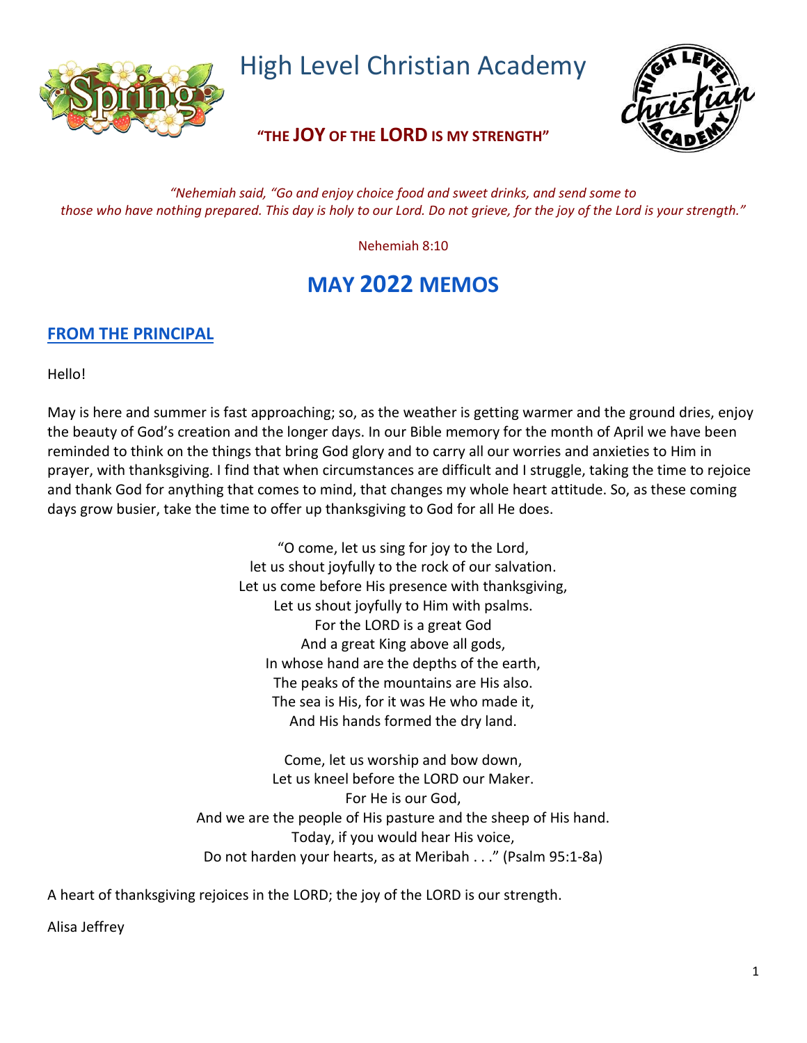# High Level Christian Academy

**"THE JOY OF THE LORD IS MY STRENGTH"**

*"Nehemiah said, "Go and enjoy choice food and sweet drinks, and send some to those who have nothing prepared. This day is holy to our Lord. Do not grieve, for the joy of the Lord is your strength."*

Nehemiah 8:10

# MAY 2022 MEMOS

## FROM THE PRINCIPAL

Hello!

May is here and summer is fast approaching; so, as the weather is getting warmer and the ground dries, enjoy the beauty of God's creation and the longer days. In our Bible memory for the month of April we have been reminded to think on the things that bring God glory and to carry all our worries and anxieties to Him in prayer, with thanksgiving. I find that when circumstances are difficult and I struggle, taking the time to rejoice and thank God for anything that comes to mind, that changes my whole heart attitude. So, as these coming days grow busier, take the time to offer up thanksgiving to God for all He does.

"O come, let us sing for joy to the Lord,  
let us shout joyfully to the rock of our salvation.  
Let us come before His presence with thanksgiving,  
Let us shout joyfully to Him with psalms.  
For the LORD is a great God  
And a great King above all gods,  
In whose hand are the depths of the earth,  
The peaks of the mountains are His also.  
The sea is His, for it was He who made it,  
And His hands formed the dry land.

Come, let us worship and bow down,  
Let us kneel before the LORD our Maker.  
For He is our God,  
And we are the people of His pasture and the sheep of His hand.  
Today, if you would hear His voice,  
Do not harden your hearts, as at Meribah . . ." (Psalm 95:1-8a)

A heart of thanksgiving rejoices in the LORD; the joy of the LORD is our strength.

Alisa Jeffrey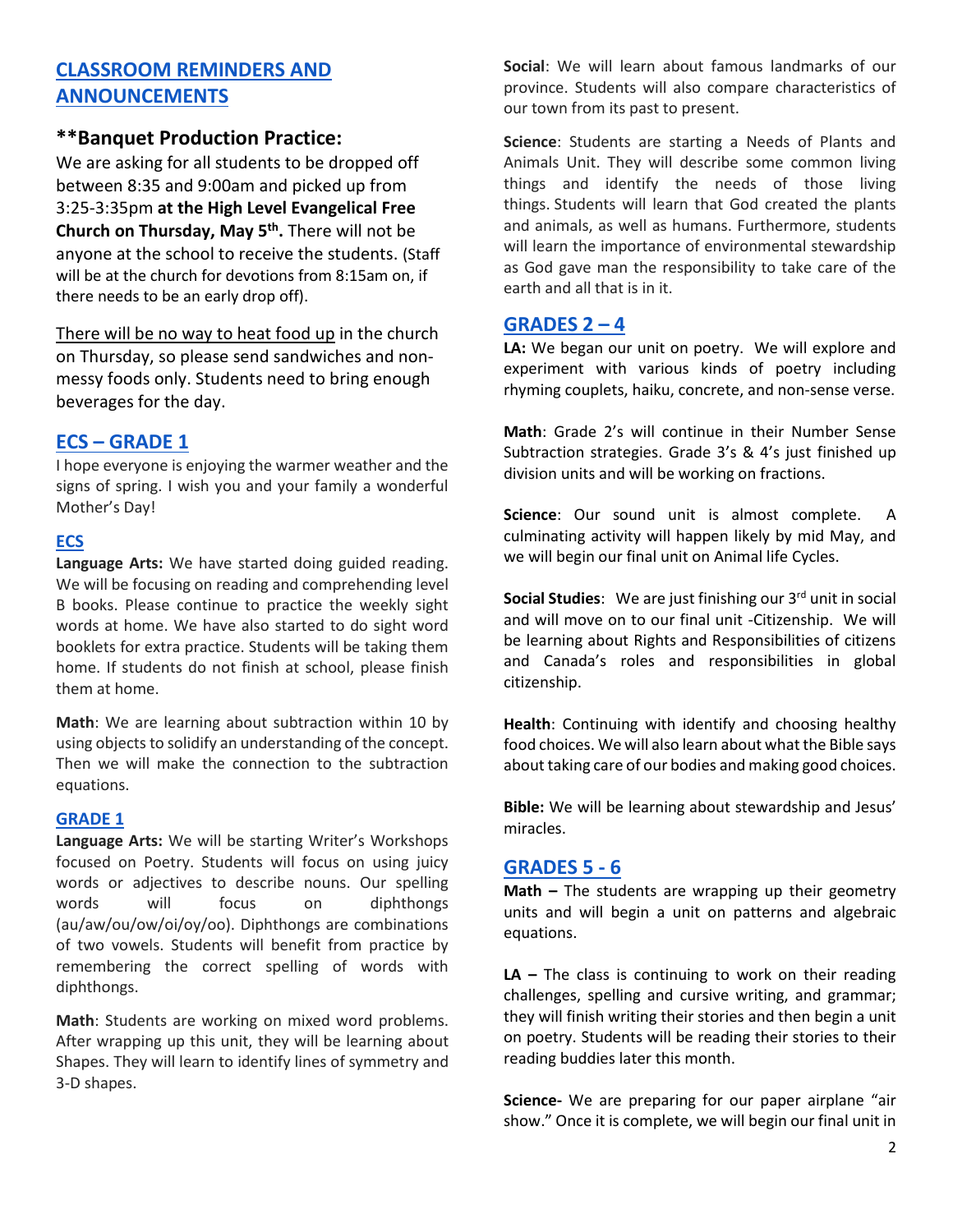## CLASSROOM REMINDERS AND ANNOUNCEMENTS

### **Banquet Production Practice:

We are asking for all students to be dropped off between 8:35 and 9:00am and picked up from 3:25-3:35pm **at the High Level Evangelical Free Church on Thursday, May 5th.** There will not be anyone at the school to receive the students. (Staff will be at the church for devotions from 8:15am on, if there needs to be an early drop off).

<u>There will be no way to heat food up</u> in the church on Thursday, so please send sandwiches and non-messy foods only. Students need to bring enough beverages for the day.

## ECS – GRADE 1

I hope everyone is enjoying the warmer weather and the signs of spring. I wish you and your family a wonderful Mother's Day!

### ECS

**Language Arts:** We have started doing guided reading. We will be focusing on reading and comprehending level B books. Please continue to practice the weekly sight words at home. We have also started to do sight word booklets for extra practice. Students will be taking them home. If students do not finish at school, please finish them at home.

**Math**: We are learning about subtraction within 10 by using objects to solidify an understanding of the concept. Then we will make the connection to the subtraction equations.

### GRADE 1

**Language Arts:** We will be starting Writer's Workshops focused on Poetry. Students will focus on using juicy words or adjectives to describe nouns. Our spelling words will focus on diphthongs (au/aw/ou/ow/oi/oy/oo). Diphthongs are combinations of two vowels. Students will benefit from practice by remembering the correct spelling of words with diphthongs.

**Math**: Students are working on mixed word problems. After wrapping up this unit, they will be learning about Shapes. They will learn to identify lines of symmetry and 3-D shapes.

**Social**: We will learn about famous landmarks of our province. Students will also compare characteristics of our town from its past to present.

**Science**: Students are starting a Needs of Plants and Animals Unit. They will describe some common living things and identify the needs of those living things. Students will learn that God created the plants and animals, as well as humans. Furthermore, students will learn the importance of environmental stewardship as God gave man the responsibility to take care of the earth and all that is in it.

## GRADES 2 – 4

**LA:** We began our unit on poetry. We will explore and experiment with various kinds of poetry including rhyming couplets, haiku, concrete, and non-sense verse.

**Math**: Grade 2's will continue in their Number Sense Subtraction strategies. Grade 3's & 4's just finished up division units and will be working on fractions.

**Science**: Our sound unit is almost complete. A culminating activity will happen likely by mid May, and we will begin our final unit on Animal life Cycles.

**Social Studies**: We are just finishing our 3rd unit in social and will move on to our final unit -Citizenship. We will be learning about Rights and Responsibilities of citizens and Canada's roles and responsibilities in global citizenship.

**Health**: Continuing with identify and choosing healthy food choices. We will also learn about what the Bible says about taking care of our bodies and making good choices.

**Bible:** We will be learning about stewardship and Jesus' miracles.

## GRADES 5 - 6

**Math –** The students are wrapping up their geometry units and will begin a unit on patterns and algebraic equations.

**LA –** The class is continuing to work on their reading challenges, spelling and cursive writing, and grammar; they will finish writing their stories and then begin a unit on poetry. Students will be reading their stories to their reading buddies later this month.

**Science-** We are preparing for our paper airplane "air show." Once it is complete, we will begin our final unit in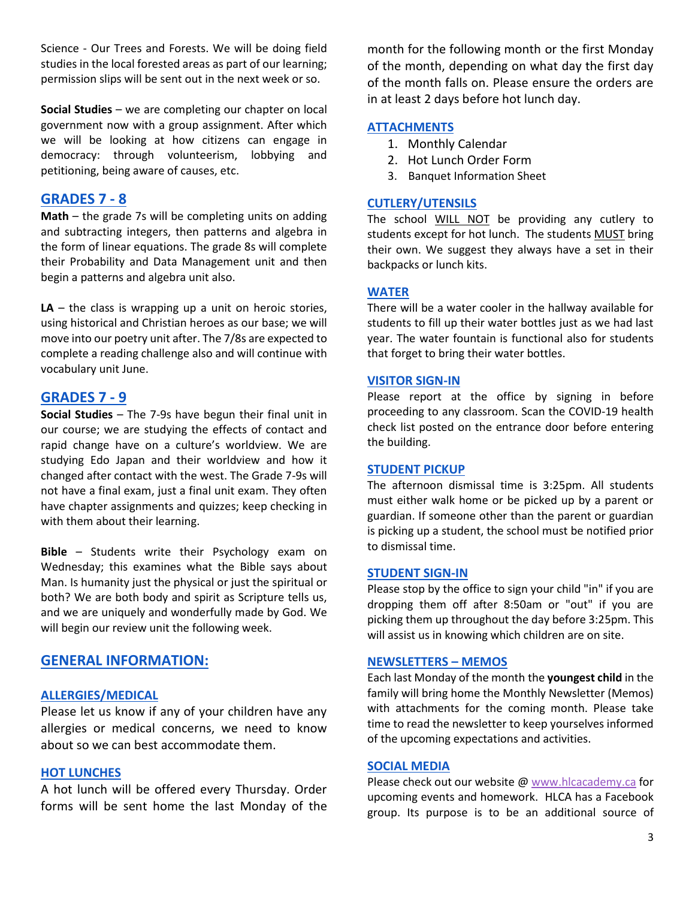Science - Our Trees and Forests. We will be doing field studies in the local forested areas as part of our learning; permission slips will be sent out in the next week or so.

**Social Studies** – we are completing our chapter on local government now with a group assignment. After which we will be looking at how citizens can engage in democracy: through volunteerism, lobbying and petitioning, being aware of causes, etc.

## GRADES 7 - 8

**Math** – the grade 7s will be completing units on adding and subtracting integers, then patterns and algebra in the form of linear equations. The grade 8s will complete their Probability and Data Management unit and then begin a patterns and algebra unit also.

**LA** – the class is wrapping up a unit on heroic stories, using historical and Christian heroes as our base; we will move into our poetry unit after. The 7/8s are expected to complete a reading challenge also and will continue with vocabulary unit June.

## GRADES 7 - 9

**Social Studies** – The 7-9s have begun their final unit in our course; we are studying the effects of contact and rapid change have on a culture's worldview. We are studying Edo Japan and their worldview and how it changed after contact with the west. The Grade 7-9s will not have a final exam, just a final unit exam. They often have chapter assignments and quizzes; keep checking in with them about their learning.

**Bible** – Students write their Psychology exam on Wednesday; this examines what the Bible says about Man. Is humanity just the physical or just the spiritual or both? We are both body and spirit as Scripture tells us, and we are uniquely and wonderfully made by God. We will begin our review unit the following week.

## GENERAL INFORMATION:

### ALLERGIES/MEDICAL

Please let us know if any of your children have any allergies or medical concerns, we need to know about so we can best accommodate them.

### HOT LUNCHES

A hot lunch will be offered every Thursday. Order forms will be sent home the last Monday of the month for the following month or the first Monday of the month, depending on what day the first day of the month falls on. Please ensure the orders are in at least 2 days before hot lunch day.

### ATTACHMENTS

1. Monthly Calendar
2. Hot Lunch Order Form
3. Banquet Information Sheet

### CUTLERY/UTENSILS

The school WILL NOT be providing any cutlery to students except for hot lunch. The students MUST bring their own. We suggest they always have a set in their backpacks or lunch kits.

### WATER

There will be a water cooler in the hallway available for students to fill up their water bottles just as we had last year. The water fountain is functional also for students that forget to bring their water bottles.

### VISITOR SIGN-IN

Please report at the office by signing in before proceeding to any classroom. Scan the COVID-19 health check list posted on the entrance door before entering the building.

### STUDENT PICKUP

The afternoon dismissal time is 3:25pm. All students must either walk home or be picked up by a parent or guardian. If someone other than the parent or guardian is picking up a student, the school must be notified prior to dismissal time.

### STUDENT SIGN-IN

Please stop by the office to sign your child "in" if you are dropping them off after 8:50am or "out" if you are picking them up throughout the day before 3:25pm. This will assist us in knowing which children are on site.

### NEWSLETTERS – MEMOS

Each last Monday of the month the **youngest child** in the family will bring home the Monthly Newsletter (Memos) with attachments for the coming month. Please take time to read the newsletter to keep yourselves informed of the upcoming expectations and activities.

### SOCIAL MEDIA

Please check out our website @ www.hlcacademy.ca for upcoming events and homework. HLCA has a Facebook group. Its purpose is to be an additional source of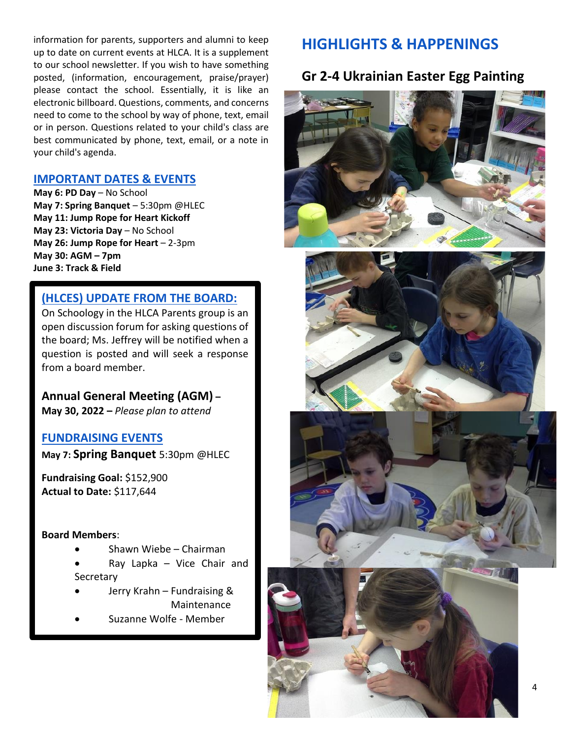information for parents, supporters and alumni to keep up to date on current events at HLCA. It is a supplement to our school newsletter. If you wish to have something posted, (information, encouragement, praise/prayer) please contact the school. Essentially, it is like an electronic billboard. Questions, comments, and concerns need to come to the school by way of phone, text, email or in person. Questions related to your child's class are best communicated by phone, text, email, or a note in your child's agenda.

## IMPORTANT DATES & EVENTS

**May 6: PD Day** – No School
**May 7: Spring Banquet** – 5:30pm @HLEC
**May 11: Jump Rope for Heart Kickoff**
**May 23: Victoria Day** – No School
**May 26: Jump Rope for Heart** – 2-3pm
**May 30: AGM – 7pm**
**June 3: Track & Field**

## (HLCES) UPDATE FROM THE BOARD:

On Schoology in the HLCA Parents group is an open discussion forum for asking questions of the board; Ms. Jeffrey will be notified when a question is posted and will seek a response from a board member.

**Annual General Meeting (AGM) – May 30, 2022 –** *Please plan to attend*

## FUNDRAISING EVENTS

**May 7: Spring Banquet** 5:30pm @HLEC

**Fundraising Goal:** $152,900
**Actual to Date:** $117,644

**Board Members**:

- Shawn Wiebe – Chairman
- Ray Lapka – Vice Chair and Secretary
- Jerry Krahn – Fundraising & Maintenance
- Suzanne Wolfe - Member

# HIGHLIGHTS & HAPPENINGS

## Gr 2-4 Ukrainian Easter Egg Painting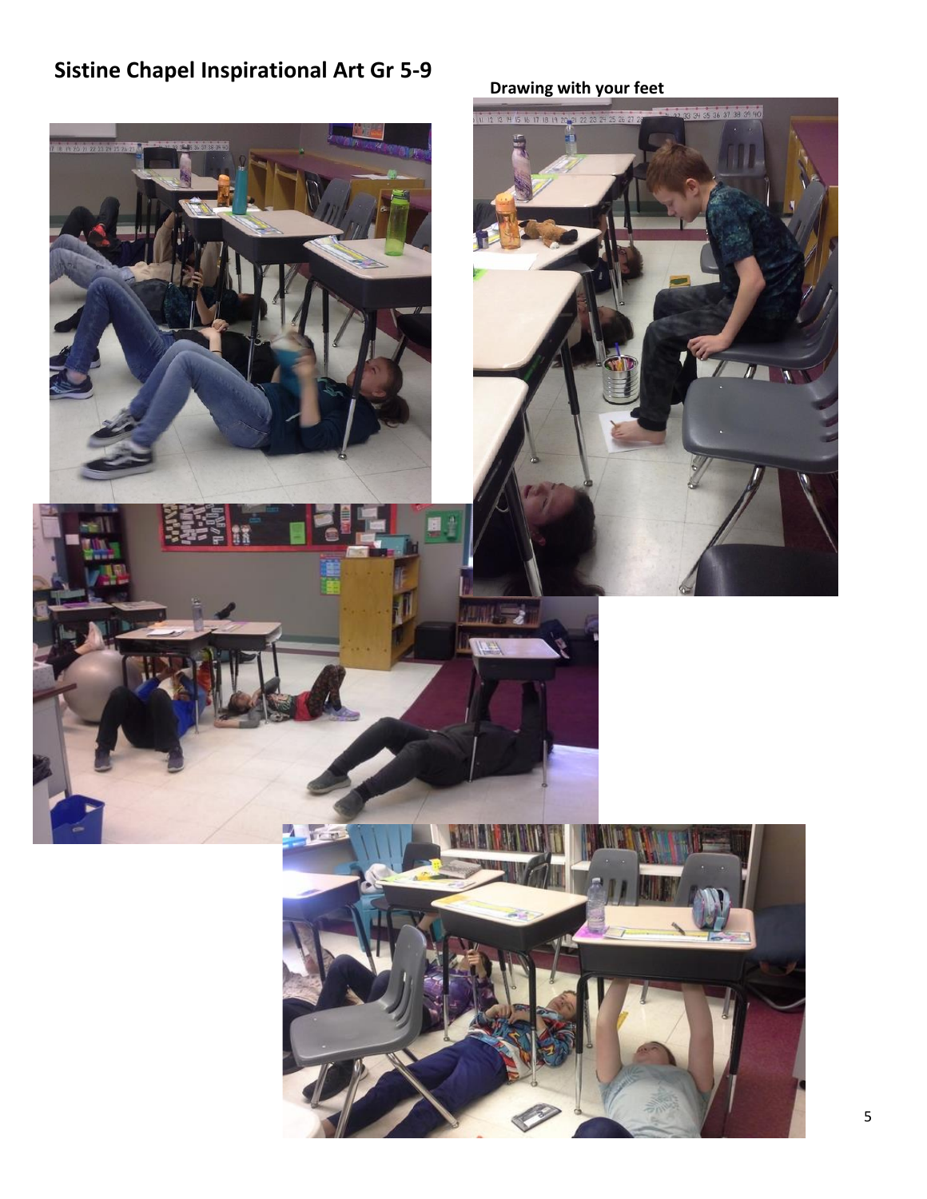# Sistine Chapel Inspirational Art Gr 5-9

**Drawing with your feet**